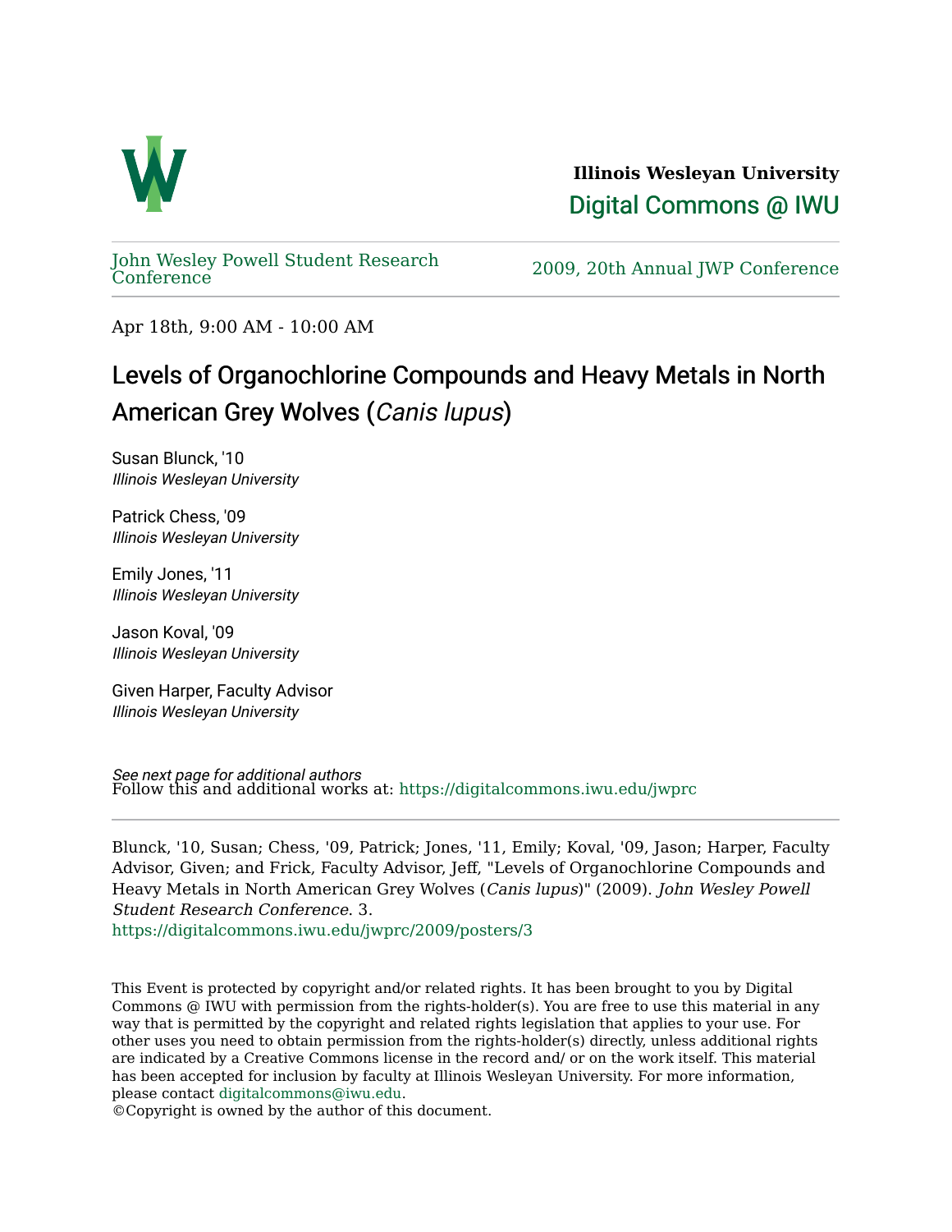**Illinois Wesleyan University**

Digital Commons @ IWU

John Wesley Powell Student Research Conference

2009, 20th Annual JWP Conference

Apr 18th, 9:00 AM - 10:00 AM

# Levels of Organochlorine Compounds and Heavy Metals in North American Grey Wolves (*Canis lupus*)

Susan Blunck, '10
*Illinois Wesleyan University*

Patrick Chess, '09
*Illinois Wesleyan University*

Emily Jones, '11
*Illinois Wesleyan University*

Jason Koval, '09
*Illinois Wesleyan University*

Given Harper, Faculty Advisor
*Illinois Wesleyan University*

*See next page for additional authors*

Follow this and additional works at: https://digitalcommons.iwu.edu/jwprc

Blunck, '10, Susan; Chess, '09, Patrick; Jones, '11, Emily; Koval, '09, Jason; Harper, Faculty Advisor, Given; and Frick, Faculty Advisor, Jeff, "Levels of Organochlorine Compounds and Heavy Metals in North American Grey Wolves (*Canis lupus*)" (2009). *John Wesley Powell Student Research Conference*. 3.
https://digitalcommons.iwu.edu/jwprc/2009/posters/3

This Event is protected by copyright and/or related rights. It has been brought to you by Digital Commons @ IWU with permission from the rights-holder(s). You are free to use this material in any way that is permitted by the copyright and related rights legislation that applies to your use. For other uses you need to obtain permission from the rights-holder(s) directly, unless additional rights are indicated by a Creative Commons license in the record and/ or on the work itself. This material has been accepted for inclusion by faculty at Illinois Wesleyan University. For more information, please contact digitalcommons@iwu.edu.
©Copyright is owned by the author of this document.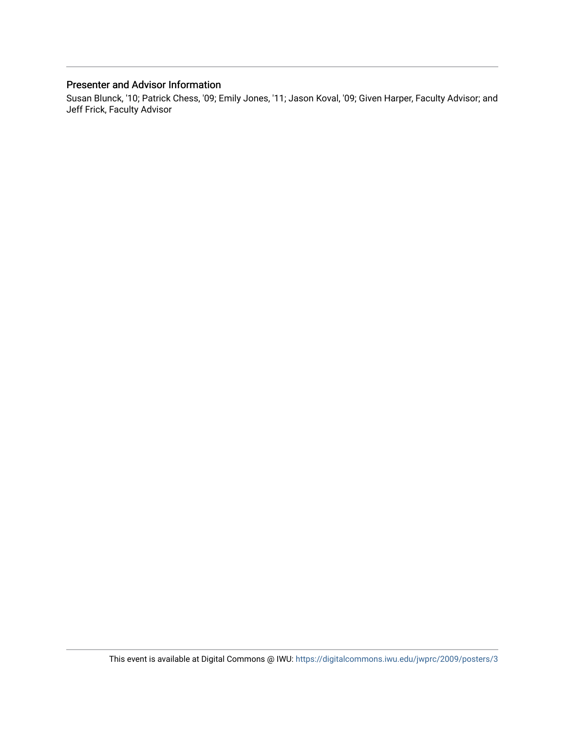## Presenter and Advisor Information

Susan Blunck, '10; Patrick Chess, '09; Emily Jones, '11; Jason Koval, '09; Given Harper, Faculty Advisor; and Jeff Frick, Faculty Advisor

This event is available at Digital Commons @ IWU: https://digitalcommons.iwu.edu/jwprc/2009/posters/3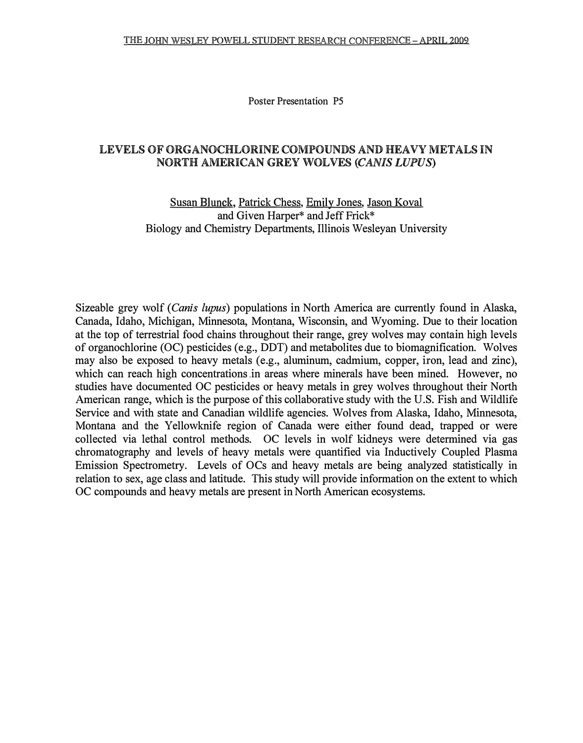Poster Presentation P5

# LEVELS OF ORGANOCHLORINE COMPOUNDS AND HEAVY METALS IN NORTH AMERICAN GREY WOLVES (*CANIS LUPUS*)

Susan Blunck, Patrick Chess, Emily Jones, Jason Koval
and Given Harper* and Jeff Frick*
Biology and Chemistry Departments, Illinois Wesleyan University

Sizeable grey wolf (*Canis lupus*) populations in North America are currently found in Alaska, Canada, Idaho, Michigan, Minnesota, Montana, Wisconsin, and Wyoming. Due to their location at the top of terrestrial food chains throughout their range, grey wolves may contain high levels of organochlorine (OC) pesticides (e.g., DDT) and metabolites due to biomagnification. Wolves may also be exposed to heavy metals (e.g., aluminum, cadmium, copper, iron, lead and zinc), which can reach high concentrations in areas where minerals have been mined. However, no studies have documented OC pesticides or heavy metals in grey wolves throughout their North American range, which is the purpose of this collaborative study with the U.S. Fish and Wildlife Service and with state and Canadian wildlife agencies. Wolves from Alaska, Idaho, Minnesota, Montana and the Yellowknife region of Canada were either found dead, trapped or were collected via lethal control methods. OC levels in wolf kidneys were determined via gas chromatography and levels of heavy metals were quantified via Inductively Coupled Plasma Emission Spectrometry. Levels of OCs and heavy metals are being analyzed statistically in relation to sex, age class and latitude. This study will provide information on the extent to which OC compounds and heavy metals are present in North American ecosystems.